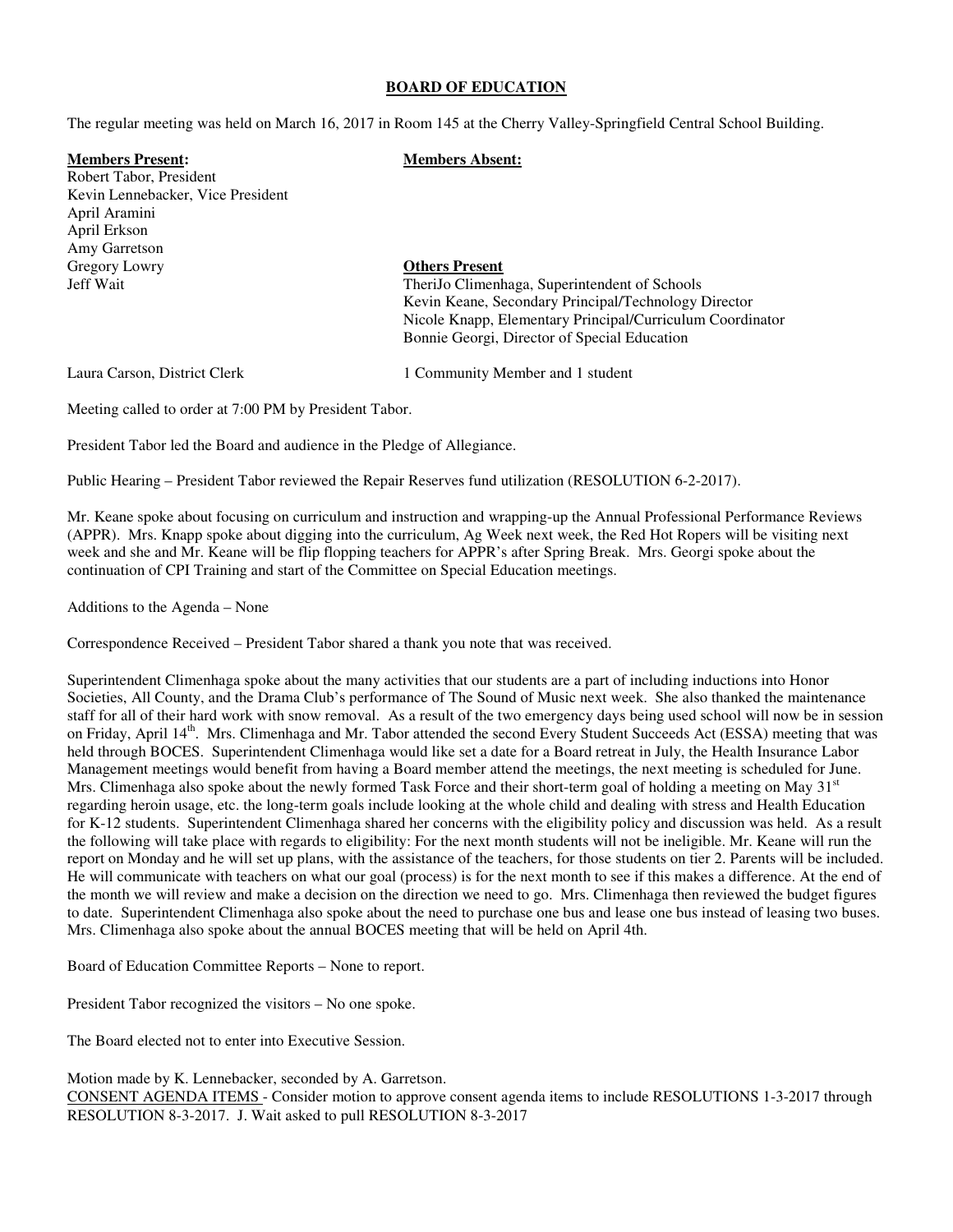# BOARD OF EDUCATION

The regular meeting was held on March 16, 2017 in Room 145 at the Cherry Valley-Springfield Central School Building.

**Members Present:**
Robert Tabor, President
Kevin Lennebacker, Vice President
April Aramini
April Erkson
Amy Garretson
Gregory Lowry
Jeff Wait

**Members Absent:**

**Others Present**
TheriJo Climenhaga, Superintendent of Schools
Kevin Keane, Secondary Principal/Technology Director
Nicole Knapp, Elementary Principal/Curriculum Coordinator
Bonnie Georgi, Director of Special Education

Laura Carson, District Clerk

1 Community Member and 1 student

Meeting called to order at 7:00 PM by President Tabor.

President Tabor led the Board and audience in the Pledge of Allegiance.

Public Hearing – President Tabor reviewed the Repair Reserves fund utilization (RESOLUTION 6-2-2017).

Mr. Keane spoke about focusing on curriculum and instruction and wrapping-up the Annual Professional Performance Reviews (APPR). Mrs. Knapp spoke about digging into the curriculum, Ag Week next week, the Red Hot Ropers will be visiting next week and she and Mr. Keane will be flip flopping teachers for APPR's after Spring Break. Mrs. Georgi spoke about the continuation of CPI Training and start of the Committee on Special Education meetings.

Additions to the Agenda – None

Correspondence Received – President Tabor shared a thank you note that was received.

Superintendent Climenhaga spoke about the many activities that our students are a part of including inductions into Honor Societies, All County, and the Drama Club's performance of The Sound of Music next week. She also thanked the maintenance staff for all of their hard work with snow removal. As a result of the two emergency days being used school will now be in session on Friday, April 14th. Mrs. Climenhaga and Mr. Tabor attended the second Every Student Succeeds Act (ESSA) meeting that was held through BOCES. Superintendent Climenhaga would like set a date for a Board retreat in July, the Health Insurance Labor Management meetings would benefit from having a Board member attend the meetings, the next meeting is scheduled for June. Mrs. Climenhaga also spoke about the newly formed Task Force and their short-term goal of holding a meeting on May 31st regarding heroin usage, etc. the long-term goals include looking at the whole child and dealing with stress and Health Education for K-12 students. Superintendent Climenhaga shared her concerns with the eligibility policy and discussion was held. As a result the following will take place with regards to eligibility: For the next month students will not be ineligible. Mr. Keane will run the report on Monday and he will set up plans, with the assistance of the teachers, for those students on tier 2. Parents will be included. He will communicate with teachers on what our goal (process) is for the next month to see if this makes a difference. At the end of the month we will review and make a decision on the direction we need to go. Mrs. Climenhaga then reviewed the budget figures to date. Superintendent Climenhaga also spoke about the need to purchase one bus and lease one bus instead of leasing two buses. Mrs. Climenhaga also spoke about the annual BOCES meeting that will be held on April 4th.

Board of Education Committee Reports – None to report.

President Tabor recognized the visitors – No one spoke.

The Board elected not to enter into Executive Session.

Motion made by K. Lennebacker, seconded by A. Garretson.
<u>CONSENT AGENDA ITEMS</u> - Consider motion to approve consent agenda items to include RESOLUTIONS 1-3-2017 through RESOLUTION 8-3-2017. J. Wait asked to pull RESOLUTION 8-3-2017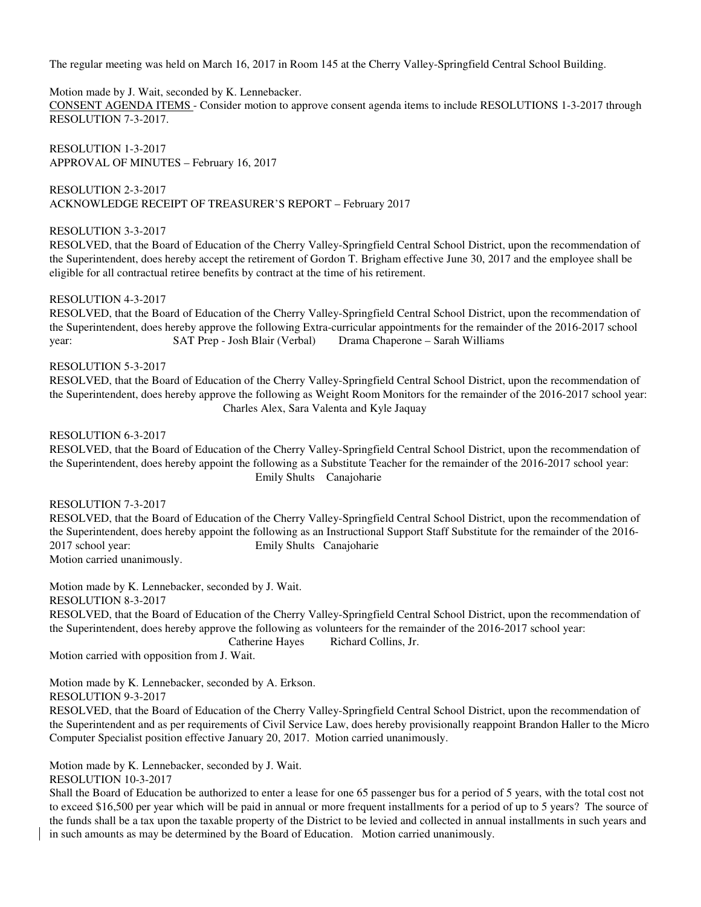The regular meeting was held on March 16, 2017 in Room 145 at the Cherry Valley-Springfield Central School Building.

Motion made by J. Wait, seconded by K. Lennebacker.

CONSENT AGENDA ITEMS - Consider motion to approve consent agenda items to include RESOLUTIONS 1-3-2017 through RESOLUTION 7-3-2017.

RESOLUTION 1-3-2017
APPROVAL OF MINUTES – February 16, 2017

RESOLUTION 2-3-2017
ACKNOWLEDGE RECEIPT OF TREASURER'S REPORT – February 2017

RESOLUTION 3-3-2017
RESOLVED, that the Board of Education of the Cherry Valley-Springfield Central School District, upon the recommendation of the Superintendent, does hereby accept the retirement of Gordon T. Brigham effective June 30, 2017 and the employee shall be eligible for all contractual retiree benefits by contract at the time of his retirement.

RESOLUTION 4-3-2017
RESOLVED, that the Board of Education of the Cherry Valley-Springfield Central School District, upon the recommendation of the Superintendent, does hereby approve the following Extra-curricular appointments for the remainder of the 2016-2017 school year: SAT Prep - Josh Blair (Verbal) Drama Chaperone – Sarah Williams

RESOLUTION 5-3-2017
RESOLVED, that the Board of Education of the Cherry Valley-Springfield Central School District, upon the recommendation of the Superintendent, does hereby approve the following as Weight Room Monitors for the remainder of the 2016-2017 school year: Charles Alex, Sara Valenta and Kyle Jaquay

RESOLUTION 6-3-2017
RESOLVED, that the Board of Education of the Cherry Valley-Springfield Central School District, upon the recommendation of the Superintendent, does hereby appoint the following as a Substitute Teacher for the remainder of the 2016-2017 school year: Emily Shults Canajoharie

RESOLUTION 7-3-2017
RESOLVED, that the Board of Education of the Cherry Valley-Springfield Central School District, upon the recommendation of the Superintendent, does hereby appoint the following as an Instructional Support Staff Substitute for the remainder of the 2016-2017 school year: Emily Shults Canajoharie
Motion carried unanimously.

Motion made by K. Lennebacker, seconded by J. Wait.
RESOLUTION 8-3-2017
RESOLVED, that the Board of Education of the Cherry Valley-Springfield Central School District, upon the recommendation of the Superintendent, does hereby approve the following as volunteers for the remainder of the 2016-2017 school year: Catherine Hayes Richard Collins, Jr.
Motion carried with opposition from J. Wait.

Motion made by K. Lennebacker, seconded by A. Erkson.
RESOLUTION 9-3-2017
RESOLVED, that the Board of Education of the Cherry Valley-Springfield Central School District, upon the recommendation of the Superintendent and as per requirements of Civil Service Law, does hereby provisionally reappoint Brandon Haller to the Micro Computer Specialist position effective January 20, 2017. Motion carried unanimously.

Motion made by K. Lennebacker, seconded by J. Wait.
RESOLUTION 10-3-2017
Shall the Board of Education be authorized to enter a lease for one 65 passenger bus for a period of 5 years, with the total cost not to exceed $16,500 per year which will be paid in annual or more frequent installments for a period of up to 5 years? The source of the funds shall be a tax upon the taxable property of the District to be levied and collected in annual installments in such years and in such amounts as may be determined by the Board of Education. Motion carried unanimously.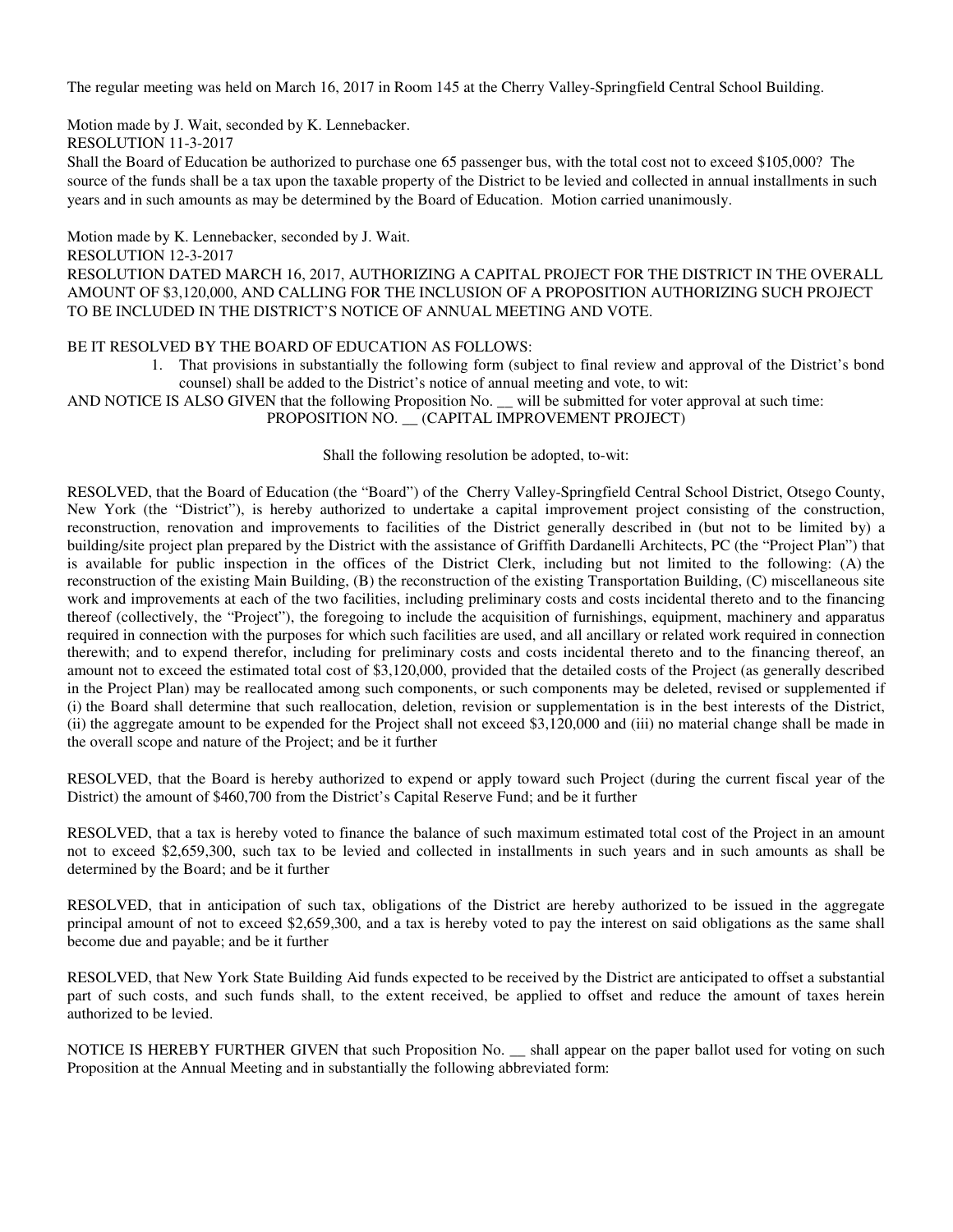The regular meeting was held on March 16, 2017 in Room 145 at the Cherry Valley-Springfield Central School Building.

Motion made by J. Wait, seconded by K. Lennebacker.
RESOLUTION 11-3-2017
Shall the Board of Education be authorized to purchase one 65 passenger bus, with the total cost not to exceed $105,000? The source of the funds shall be a tax upon the taxable property of the District to be levied and collected in annual installments in such years and in such amounts as may be determined by the Board of Education. Motion carried unanimously.

Motion made by K. Lennebacker, seconded by J. Wait.
RESOLUTION 12-3-2017
RESOLUTION DATED MARCH 16, 2017, AUTHORIZING A CAPITAL PROJECT FOR THE DISTRICT IN THE OVERALL AMOUNT OF $3,120,000, AND CALLING FOR THE INCLUSION OF A PROPOSITION AUTHORIZING SUCH PROJECT TO BE INCLUDED IN THE DISTRICT'S NOTICE OF ANNUAL MEETING AND VOTE.

BE IT RESOLVED BY THE BOARD OF EDUCATION AS FOLLOWS:

1. That provisions in substantially the following form (subject to final review and approval of the District's bond counsel) shall be added to the District's notice of annual meeting and vote, to wit:

AND NOTICE IS ALSO GIVEN that the following Proposition No. __ will be submitted for voter approval at such time:

PROPOSITION NO. __ (CAPITAL IMPROVEMENT PROJECT)

Shall the following resolution be adopted, to-wit:

RESOLVED, that the Board of Education (the "Board") of the Cherry Valley-Springfield Central School District, Otsego County, New York (the "District"), is hereby authorized to undertake a capital improvement project consisting of the construction, reconstruction, renovation and improvements to facilities of the District generally described in (but not to be limited by) a building/site project plan prepared by the District with the assistance of Griffith Dardanelli Architects, PC (the "Project Plan") that is available for public inspection in the offices of the District Clerk, including but not limited to the following: (A) the reconstruction of the existing Main Building, (B) the reconstruction of the existing Transportation Building, (C) miscellaneous site work and improvements at each of the two facilities, including preliminary costs and costs incidental thereto and to the financing thereof (collectively, the "Project"), the foregoing to include the acquisition of furnishings, equipment, machinery and apparatus required in connection with the purposes for which such facilities are used, and all ancillary or related work required in connection therewith; and to expend therefor, including for preliminary costs and costs incidental thereto and to the financing thereof, an amount not to exceed the estimated total cost of $3,120,000, provided that the detailed costs of the Project (as generally described in the Project Plan) may be reallocated among such components, or such components may be deleted, revised or supplemented if (i) the Board shall determine that such reallocation, deletion, revision or supplementation is in the best interests of the District, (ii) the aggregate amount to be expended for the Project shall not exceed $3,120,000 and (iii) no material change shall be made in the overall scope and nature of the Project; and be it further

RESOLVED, that the Board is hereby authorized to expend or apply toward such Project (during the current fiscal year of the District) the amount of $460,700 from the District's Capital Reserve Fund; and be it further

RESOLVED, that a tax is hereby voted to finance the balance of such maximum estimated total cost of the Project in an amount not to exceed $2,659,300, such tax to be levied and collected in installments in such years and in such amounts as shall be determined by the Board; and be it further

RESOLVED, that in anticipation of such tax, obligations of the District are hereby authorized to be issued in the aggregate principal amount of not to exceed $2,659,300, and a tax is hereby voted to pay the interest on said obligations as the same shall become due and payable; and be it further

RESOLVED, that New York State Building Aid funds expected to be received by the District are anticipated to offset a substantial part of such costs, and such funds shall, to the extent received, be applied to offset and reduce the amount of taxes herein authorized to be levied.

NOTICE IS HEREBY FURTHER GIVEN that such Proposition No. __ shall appear on the paper ballot used for voting on such Proposition at the Annual Meeting and in substantially the following abbreviated form: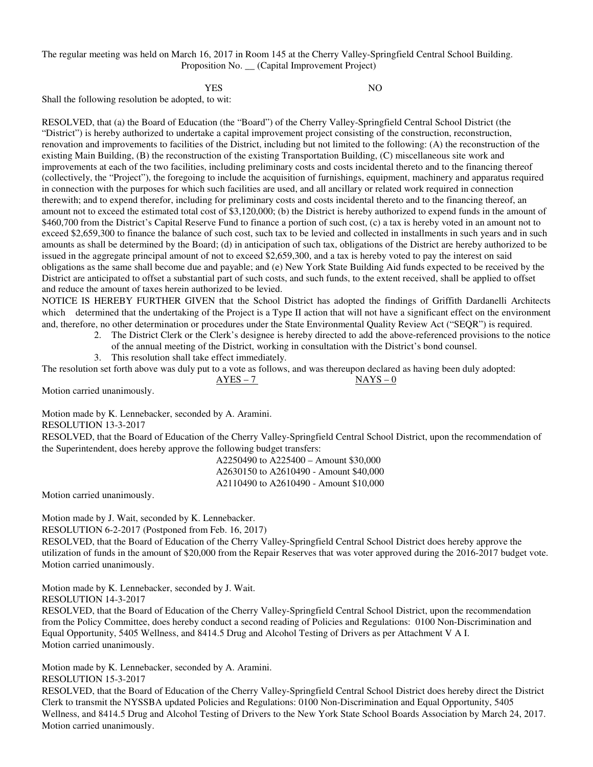The regular meeting was held on March 16, 2017 in Room 145 at the Cherry Valley-Springfield Central School Building.

Proposition No. __ (Capital Improvement Project)

YES NO

Shall the following resolution be adopted, to wit:

RESOLVED, that (a) the Board of Education (the "Board") of the Cherry Valley-Springfield Central School District (the "District") is hereby authorized to undertake a capital improvement project consisting of the construction, reconstruction, renovation and improvements to facilities of the District, including but not limited to the following: (A) the reconstruction of the existing Main Building, (B) the reconstruction of the existing Transportation Building, (C) miscellaneous site work and improvements at each of the two facilities, including preliminary costs and costs incidental thereto and to the financing thereof (collectively, the "Project"), the foregoing to include the acquisition of furnishings, equipment, machinery and apparatus required in connection with the purposes for which such facilities are used, and all ancillary or related work required in connection therewith; and to expend therefor, including for preliminary costs and costs incidental thereto and to the financing thereof, an amount not to exceed the estimated total cost of $3,120,000; (b) the District is hereby authorized to expend funds in the amount of $460,700 from the District's Capital Reserve Fund to finance a portion of such cost, (c) a tax is hereby voted in an amount not to exceed $2,659,300 to finance the balance of such cost, such tax to be levied and collected in installments in such years and in such amounts as shall be determined by the Board; (d) in anticipation of such tax, obligations of the District are hereby authorized to be issued in the aggregate principal amount of not to exceed $2,659,300, and a tax is hereby voted to pay the interest on said obligations as the same shall become due and payable; and (e) New York State Building Aid funds expected to be received by the District are anticipated to offset a substantial part of such costs, and such funds, to the extent received, shall be applied to offset and reduce the amount of taxes herein authorized to be levied.

NOTICE IS HEREBY FURTHER GIVEN that the School District has adopted the findings of Griffith Dardanelli Architects which determined that the undertaking of the Project is a Type II action that will not have a significant effect on the environment and, therefore, no other determination or procedures under the State Environmental Quality Review Act ("SEQR") is required.

2. The District Clerk or the Clerk's designee is hereby directed to add the above-referenced provisions to the notice of the annual meeting of the District, working in consultation with the District's bond counsel.
3. This resolution shall take effect immediately.

The resolution set forth above was duly put to a vote as follows, and was thereupon declared as having been duly adopted:

AYES – 7 NAYS – 0

Motion carried unanimously.

Motion made by K. Lennebacker, seconded by A. Aramini.

RESOLUTION 13-3-2017

RESOLVED, that the Board of Education of the Cherry Valley-Springfield Central School District, upon the recommendation of the Superintendent, does hereby approve the following budget transfers:

A2250490 to A225400 – Amount $30,000
A2630150 to A2610490 - Amount $40,000
A2110490 to A2610490 - Amount $10,000

Motion carried unanimously.

Motion made by J. Wait, seconded by K. Lennebacker.

RESOLUTION 6-2-2017 (Postponed from Feb. 16, 2017)

RESOLVED, that the Board of Education of the Cherry Valley-Springfield Central School District does hereby approve the utilization of funds in the amount of $20,000 from the Repair Reserves that was voter approved during the 2016-2017 budget vote.

Motion carried unanimously.

Motion made by K. Lennebacker, seconded by J. Wait.

RESOLUTION 14-3-2017

RESOLVED, that the Board of Education of the Cherry Valley-Springfield Central School District, upon the recommendation from the Policy Committee, does hereby conduct a second reading of Policies and Regulations: 0100 Non-Discrimination and Equal Opportunity, 5405 Wellness, and 8414.5 Drug and Alcohol Testing of Drivers as per Attachment V A I.

Motion carried unanimously.

Motion made by K. Lennebacker, seconded by A. Aramini.

RESOLUTION 15-3-2017

RESOLVED, that the Board of Education of the Cherry Valley-Springfield Central School District does hereby direct the District Clerk to transmit the NYSSBA updated Policies and Regulations: 0100 Non-Discrimination and Equal Opportunity, 5405 Wellness, and 8414.5 Drug and Alcohol Testing of Drivers to the New York State School Boards Association by March 24, 2017.

Motion carried unanimously.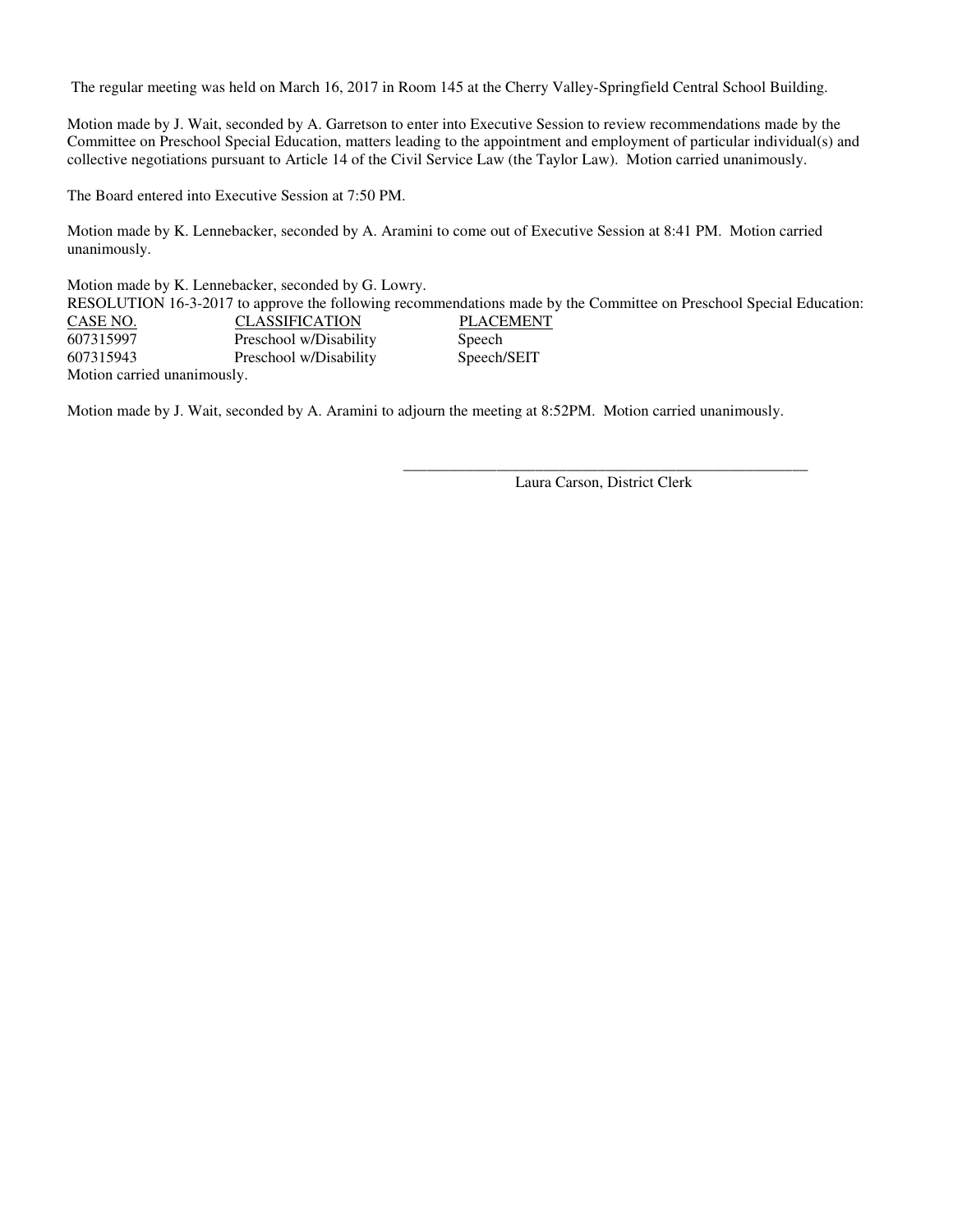The regular meeting was held on March 16, 2017 in Room 145 at the Cherry Valley-Springfield Central School Building.

Motion made by J. Wait, seconded by A. Garretson to enter into Executive Session to review recommendations made by the Committee on Preschool Special Education, matters leading to the appointment and employment of particular individual(s) and collective negotiations pursuant to Article 14 of the Civil Service Law (the Taylor Law). Motion carried unanimously.

The Board entered into Executive Session at 7:50 PM.

Motion made by K. Lennebacker, seconded by A. Aramini to come out of Executive Session at 8:41 PM. Motion carried unanimously.

Motion made by K. Lennebacker, seconded by G. Lowry.
RESOLUTION 16-3-2017 to approve the following recommendations made by the Committee on Preschool Special Education:

| CASE NO. | CLASSIFICATION | PLACEMENT |
|---|---|---|
| 607315997 | Preschool w/Disability | Speech |
| 607315943 | Preschool w/Disability | Speech/SEIT |

Motion carried unanimously.

Motion made by J. Wait, seconded by A. Aramini to adjourn the meeting at 8:52PM. Motion carried unanimously.

\_\_\_\_\_\_\_\_\_\_\_\_\_\_\_\_\_\_\_\_\_\_\_\_\_\_\_\_\_\_\_\_\_\_\_\_\_\_\_\_\_\_\_\_\_\_\_\_\_\_\_\_\_\_

Laura Carson, District Clerk